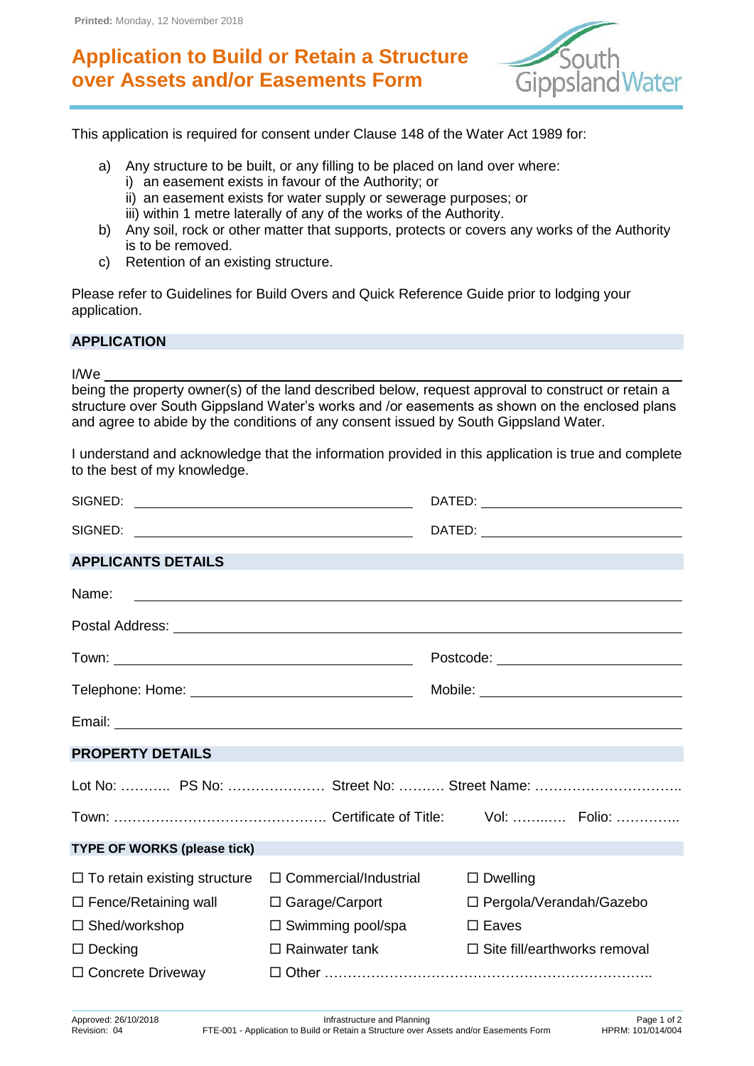Printed: Monday, 12 November 2018

# Application to Build or Retain a Structure over Assets and/or Easements Form

This application is required for consent under Clause 148 of the Water Act 1989 for:

a) Any structure to be built, or any filling to be placed on land over where:
   i) an easement exists in favour of the Authority; or
   ii) an easement exists for water supply or sewerage purposes; or
   iii) within 1 metre laterally of any of the works of the Authority.
b) Any soil, rock or other matter that supports, protects or covers any works of the Authority is to be removed.
c) Retention of an existing structure.

Please refer to Guidelines for Build Overs and Quick Reference Guide prior to lodging your application.

## APPLICATION

I/We ______________________________________________

being the property owner(s) of the land described below, request approval to construct or retain a structure over South Gippsland Water's works and /or easements as shown on the enclosed plans and agree to abide by the conditions of any consent issued by South Gippsland Water.

I understand and acknowledge that the information provided in this application is true and complete to the best of my knowledge.

SIGNED: ______________________ DATED: ______________________

SIGNED: ______________________ DATED: ______________________

## APPLICANTS DETAILS

Name: ______________________________________________

Postal Address: ______________________________________________

Town: ______________________ Postcode: ______________________

Telephone: Home: ______________________ Mobile: ______________________

Email: ______________________________________________

## PROPERTY DETAILS

Lot No: ……….. PS No: ………………… Street No: ………. Street Name: …………………………..

Town: ………………………………………. Certificate of Title: Vol: ……..…. Folio: …………..

## TYPE OF WORKS (please tick)

| | | |
|---|---|---|
| ☐ To retain existing structure | ☐ Commercial/Industrial | ☐ Dwelling |
| ☐ Fence/Retaining wall | ☐ Garage/Carport | ☐ Pergola/Verandah/Gazebo |
| ☐ Shed/workshop | ☐ Swimming pool/spa | ☐ Eaves |
| ☐ Decking | ☐ Rainwater tank | ☐ Site fill/earthworks removal |
| ☐ Concrete Driveway | ☐ Other ……………………………………………………………. | |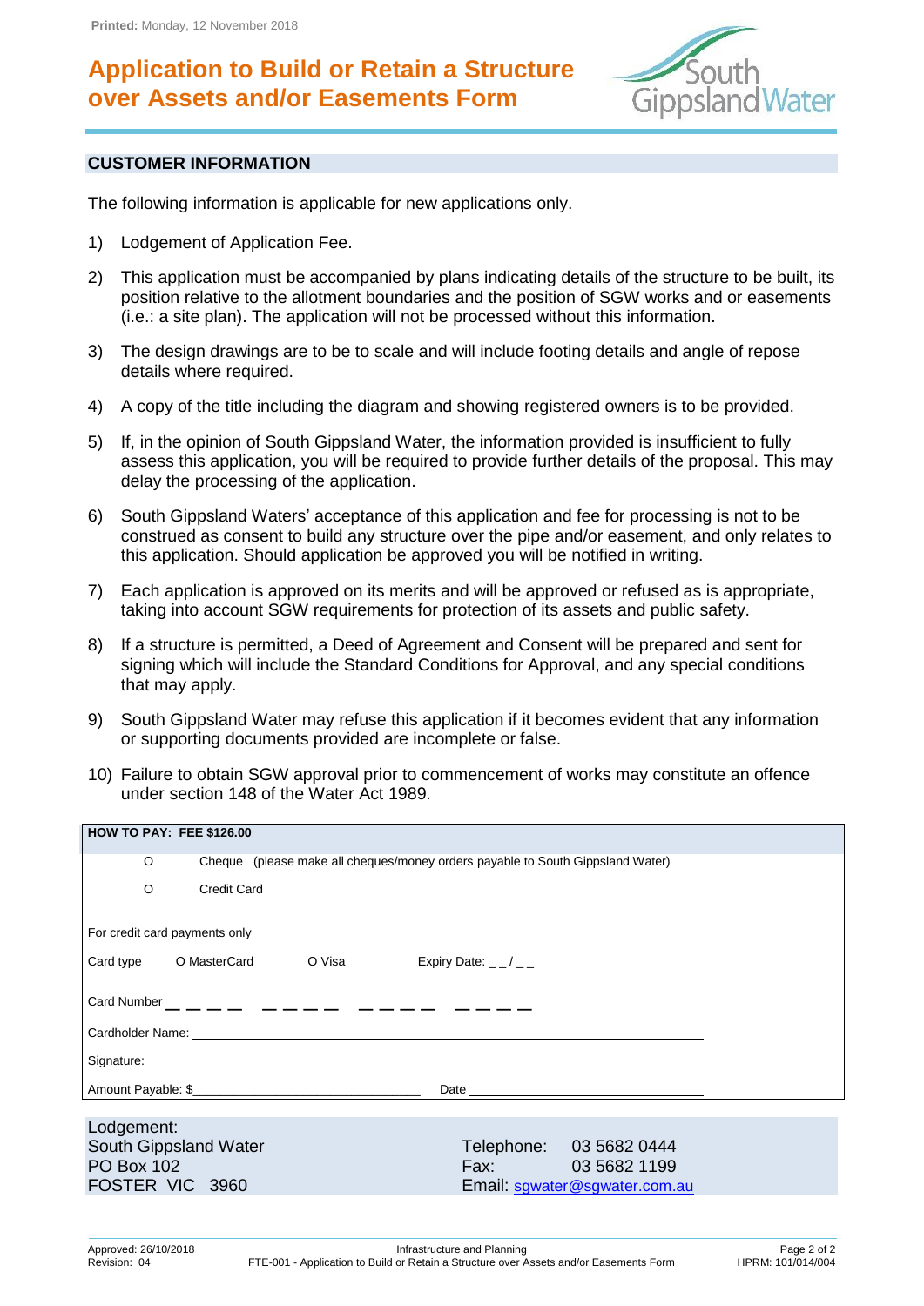# Application to Build or Retain a Structure over Assets and/or Easements Form

## CUSTOMER INFORMATION

The following information is applicable for new applications only.

1) Lodgement of Application Fee.
2) This application must be accompanied by plans indicating details of the structure to be built, its position relative to the allotment boundaries and the position of SGW works and or easements (i.e.: a site plan). The application will not be processed without this information.
3) The design drawings are to be to scale and will include footing details and angle of repose details where required.
4) A copy of the title including the diagram and showing registered owners is to be provided.
5) If, in the opinion of South Gippsland Water, the information provided is insufficient to fully assess this application, you will be required to provide further details of the proposal. This may delay the processing of the application.
6) South Gippsland Waters' acceptance of this application and fee for processing is not to be construed as consent to build any structure over the pipe and/or easement, and only relates to this application. Should application be approved you will be notified in writing.
7) Each application is approved on its merits and will be approved or refused as is appropriate, taking into account SGW requirements for protection of its assets and public safety.
8) If a structure is permitted, a Deed of Agreement and Consent will be prepared and sent for signing which will include the Standard Conditions for Approval, and any special conditions that may apply.
9) South Gippsland Water may refuse this application if it becomes evident that any information or supporting documents provided are incomplete or false.
10) Failure to obtain SGW approval prior to commencement of works may constitute an offence under section 148 of the Water Act 1989.

**HOW TO PAY: FEE $126.00**

O Cheque (please make all cheques/money orders payable to South Gippsland Water)

O Credit Card

For credit card payments only

Card type O MasterCard O Visa Expiry Date: _ _ / _ _

Card Number _ _ _ _ _ _ _ _ _ _ _ _ _ _ _ _

Cardholder Name: ______________________________

Signature: ______________________________

Amount Payable: $______________________ Date ______________________

Lodgement:
South Gippsland Water
PO Box 102
FOSTER VIC 3960

Telephone: 03 5682 0444
Fax: 03 5682 1199
Email: sgwater@sgwater.com.au